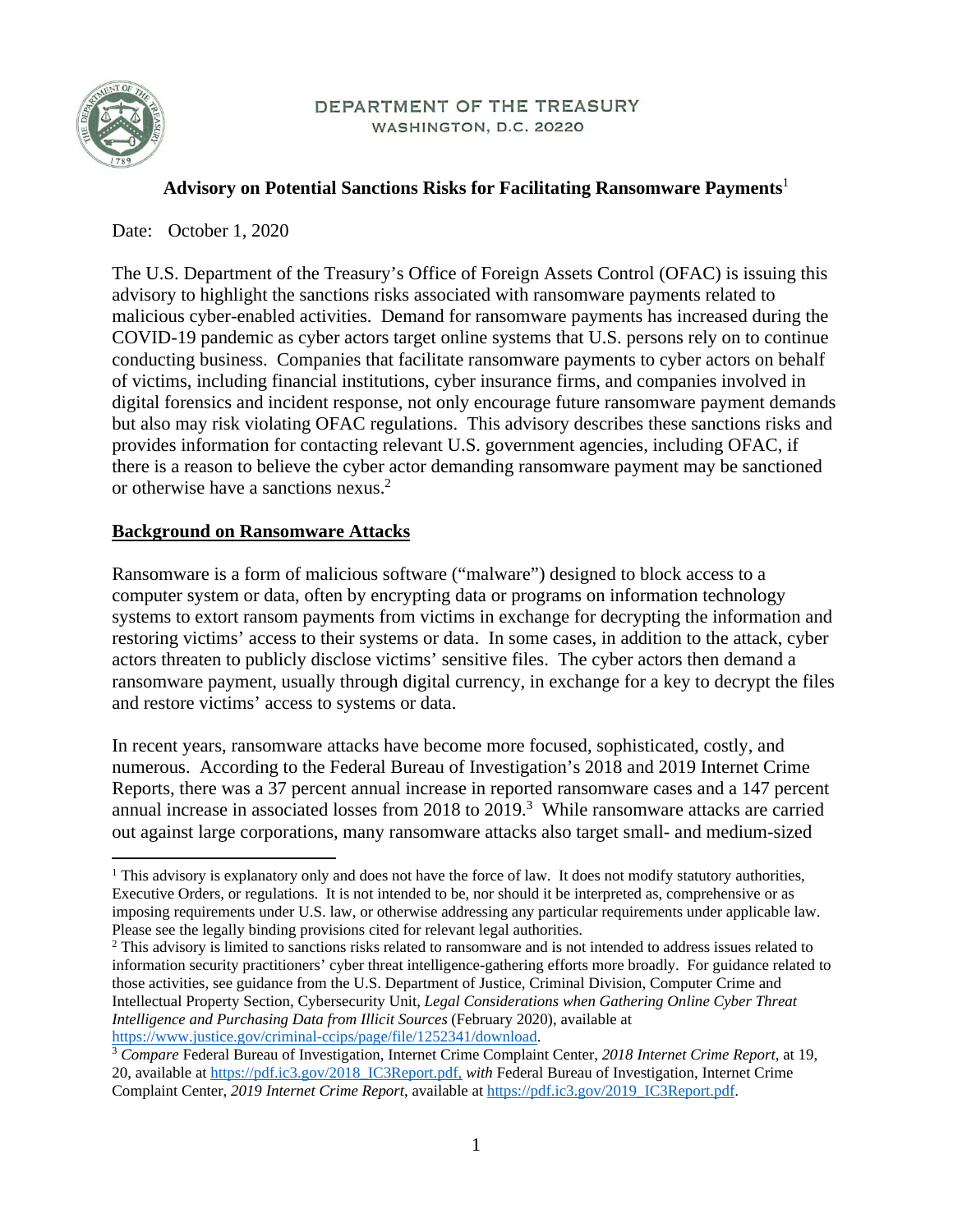DEPARTMENT OF THE TREASURY
WASHINGTON, D.C. 20220

# Advisory on Potential Sanctions Risks for Facilitating Ransomware Payments[1]

Date: October 1, 2020

The U.S. Department of the Treasury's Office of Foreign Assets Control (OFAC) is issuing this advisory to highlight the sanctions risks associated with ransomware payments related to malicious cyber-enabled activities. Demand for ransomware payments has increased during the COVID-19 pandemic as cyber actors target online systems that U.S. persons rely on to continue conducting business. Companies that facilitate ransomware payments to cyber actors on behalf of victims, including financial institutions, cyber insurance firms, and companies involved in digital forensics and incident response, not only encourage future ransomware payment demands but also may risk violating OFAC regulations. This advisory describes these sanctions risks and provides information for contacting relevant U.S. government agencies, including OFAC, if there is a reason to believe the cyber actor demanding ransomware payment may be sanctioned or otherwise have a sanctions nexus.[2]

## Background on Ransomware Attacks

Ransomware is a form of malicious software ("malware") designed to block access to a computer system or data, often by encrypting data or programs on information technology systems to extort ransom payments from victims in exchange for decrypting the information and restoring victims' access to their systems or data. In some cases, in addition to the attack, cyber actors threaten to publicly disclose victims' sensitive files. The cyber actors then demand a ransomware payment, usually through digital currency, in exchange for a key to decrypt the files and restore victims' access to systems or data.

In recent years, ransomware attacks have become more focused, sophisticated, costly, and numerous. According to the Federal Bureau of Investigation's 2018 and 2019 Internet Crime Reports, there was a 37 percent annual increase in reported ransomware cases and a 147 percent annual increase in associated losses from 2018 to 2019.[3] While ransomware attacks are carried out against large corporations, many ransomware attacks also target small- and medium-sized

---

[1] This advisory is explanatory only and does not have the force of law. It does not modify statutory authorities, Executive Orders, or regulations. It is not intended to be, nor should it be interpreted as, comprehensive or as imposing requirements under U.S. law, or otherwise addressing any particular requirements under applicable law. Please see the legally binding provisions cited for relevant legal authorities.

[2] This advisory is limited to sanctions risks related to ransomware and is not intended to address issues related to information security practitioners' cyber threat intelligence-gathering efforts more broadly. For guidance related to those activities, see guidance from the U.S. Department of Justice, Criminal Division, Computer Crime and Intellectual Property Section, Cybersecurity Unit, *Legal Considerations when Gathering Online Cyber Threat Intelligence and Purchasing Data from Illicit Sources* (February 2020), available at https://www.justice.gov/criminal-ccips/page/file/1252341/download.

[3] *Compare* Federal Bureau of Investigation, Internet Crime Complaint Center, *2018 Internet Crime Report*, at 19, 20, available at https://pdf.ic3.gov/2018_IC3Report.pdf, *with* Federal Bureau of Investigation, Internet Crime Complaint Center, *2019 Internet Crime Report*, available at https://pdf.ic3.gov/2019_IC3Report.pdf.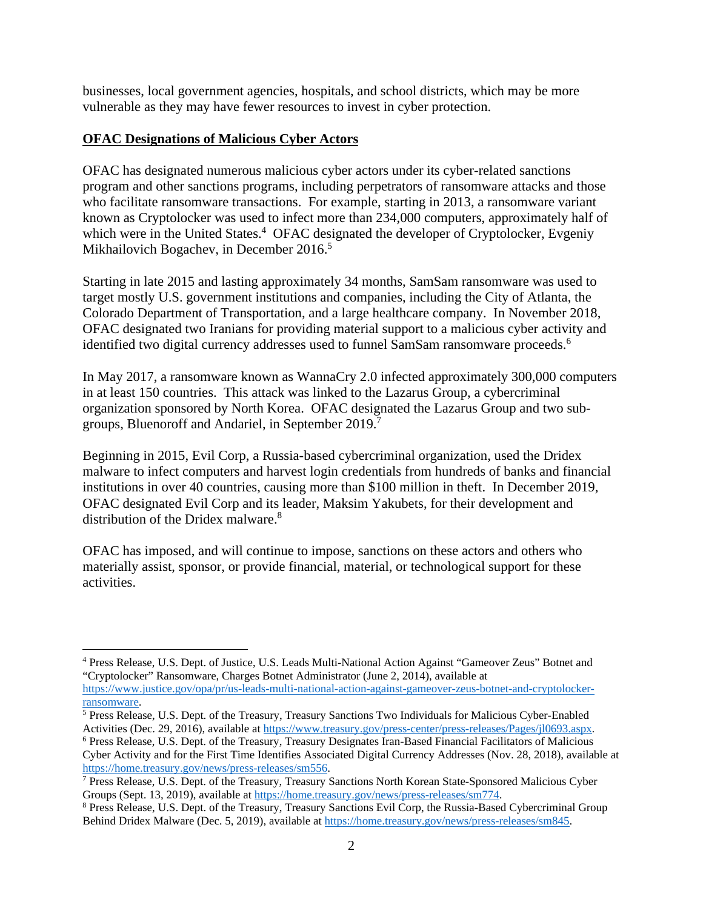businesses, local government agencies, hospitals, and school districts, which may be more vulnerable as they may have fewer resources to invest in cyber protection.

**OFAC Designations of Malicious Cyber Actors**

OFAC has designated numerous malicious cyber actors under its cyber-related sanctions program and other sanctions programs, including perpetrators of ransomware attacks and those who facilitate ransomware transactions. For example, starting in 2013, a ransomware variant known as Cryptolocker was used to infect more than 234,000 computers, approximately half of which were in the United States.[4] OFAC designated the developer of Cryptolocker, Evgeniy Mikhailovich Bogachev, in December 2016.[5]

Starting in late 2015 and lasting approximately 34 months, SamSam ransomware was used to target mostly U.S. government institutions and companies, including the City of Atlanta, the Colorado Department of Transportation, and a large healthcare company. In November 2018, OFAC designated two Iranians for providing material support to a malicious cyber activity and identified two digital currency addresses used to funnel SamSam ransomware proceeds.[6]

In May 2017, a ransomware known as WannaCry 2.0 infected approximately 300,000 computers in at least 150 countries. This attack was linked to the Lazarus Group, a cybercriminal organization sponsored by North Korea. OFAC designated the Lazarus Group and two sub-groups, Bluenoroff and Andariel, in September 2019.[7]

Beginning in 2015, Evil Corp, a Russia-based cybercriminal organization, used the Dridex malware to infect computers and harvest login credentials from hundreds of banks and financial institutions in over 40 countries, causing more than $100 million in theft. In December 2019, OFAC designated Evil Corp and its leader, Maksim Yakubets, for their development and distribution of the Dridex malware.[8]

OFAC has imposed, and will continue to impose, sanctions on these actors and others who materially assist, sponsor, or provide financial, material, or technological support for these activities.

---

[4] Press Release, U.S. Dept. of Justice, U.S. Leads Multi-National Action Against "Gameover Zeus" Botnet and "Cryptolocker" Ransomware, Charges Botnet Administrator (June 2, 2014), available at https://www.justice.gov/opa/pr/us-leads-multi-national-action-against-gameover-zeus-botnet-and-cryptolocker-ransomware.

[5] Press Release, U.S. Dept. of the Treasury, Treasury Sanctions Two Individuals for Malicious Cyber-Enabled Activities (Dec. 29, 2016), available at https://www.treasury.gov/press-center/press-releases/Pages/jl0693.aspx.

[6] Press Release, U.S. Dept. of the Treasury, Treasury Designates Iran-Based Financial Facilitators of Malicious Cyber Activity and for the First Time Identifies Associated Digital Currency Addresses (Nov. 28, 2018), available at https://home.treasury.gov/news/press-releases/sm556.

[7] Press Release, U.S. Dept. of the Treasury, Treasury Sanctions North Korean State-Sponsored Malicious Cyber Groups (Sept. 13, 2019), available at https://home.treasury.gov/news/press-releases/sm774.

[8] Press Release, U.S. Dept. of the Treasury, Treasury Sanctions Evil Corp, the Russia-Based Cybercriminal Group Behind Dridex Malware (Dec. 5, 2019), available at https://home.treasury.gov/news/press-releases/sm845.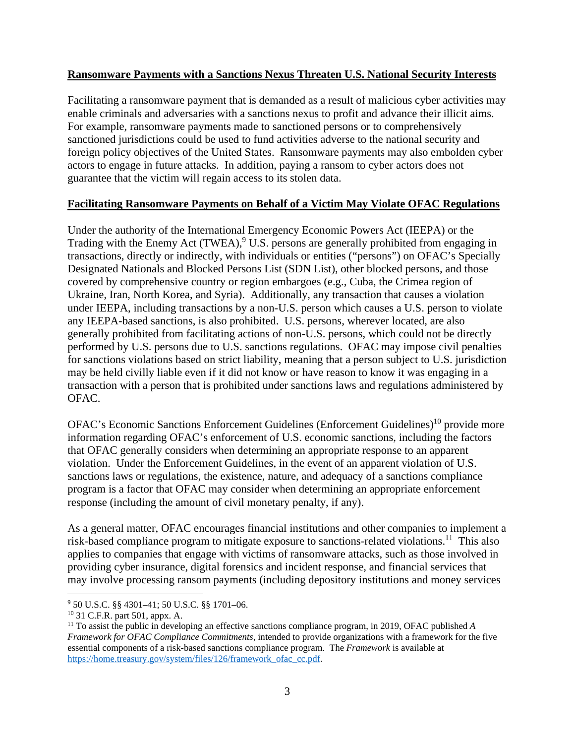**Ransomware Payments with a Sanctions Nexus Threaten U.S. National Security Interests**

Facilitating a ransomware payment that is demanded as a result of malicious cyber activities may enable criminals and adversaries with a sanctions nexus to profit and advance their illicit aims. For example, ransomware payments made to sanctioned persons or to comprehensively sanctioned jurisdictions could be used to fund activities adverse to the national security and foreign policy objectives of the United States. Ransomware payments may also embolden cyber actors to engage in future attacks. In addition, paying a ransom to cyber actors does not guarantee that the victim will regain access to its stolen data.

**Facilitating Ransomware Payments on Behalf of a Victim May Violate OFAC Regulations**

Under the authority of the International Emergency Economic Powers Act (IEEPA) or the Trading with the Enemy Act (TWEA),[9] U.S. persons are generally prohibited from engaging in transactions, directly or indirectly, with individuals or entities ("persons") on OFAC's Specially Designated Nationals and Blocked Persons List (SDN List), other blocked persons, and those covered by comprehensive country or region embargoes (e.g., Cuba, the Crimea region of Ukraine, Iran, North Korea, and Syria). Additionally, any transaction that causes a violation under IEEPA, including transactions by a non-U.S. person which causes a U.S. person to violate any IEEPA-based sanctions, is also prohibited. U.S. persons, wherever located, are also generally prohibited from facilitating actions of non-U.S. persons, which could not be directly performed by U.S. persons due to U.S. sanctions regulations. OFAC may impose civil penalties for sanctions violations based on strict liability, meaning that a person subject to U.S. jurisdiction may be held civilly liable even if it did not know or have reason to know it was engaging in a transaction with a person that is prohibited under sanctions laws and regulations administered by OFAC.

OFAC's Economic Sanctions Enforcement Guidelines (Enforcement Guidelines)[10] provide more information regarding OFAC's enforcement of U.S. economic sanctions, including the factors that OFAC generally considers when determining an appropriate response to an apparent violation. Under the Enforcement Guidelines, in the event of an apparent violation of U.S. sanctions laws or regulations, the existence, nature, and adequacy of a sanctions compliance program is a factor that OFAC may consider when determining an appropriate enforcement response (including the amount of civil monetary penalty, if any).

As a general matter, OFAC encourages financial institutions and other companies to implement a risk-based compliance program to mitigate exposure to sanctions-related violations.[11] This also applies to companies that engage with victims of ransomware attacks, such as those involved in providing cyber insurance, digital forensics and incident response, and financial services that may involve processing ransom payments (including depository institutions and money services

---

[9] 50 U.S.C. §§ 4301–41; 50 U.S.C. §§ 1701–06.

[10] 31 C.F.R. part 501, appx. A.

[11] To assist the public in developing an effective sanctions compliance program, in 2019, OFAC published *A Framework for OFAC Compliance Commitments*, intended to provide organizations with a framework for the five essential components of a risk-based sanctions compliance program. The *Framework* is available at https://home.treasury.gov/system/files/126/framework_ofac_cc.pdf.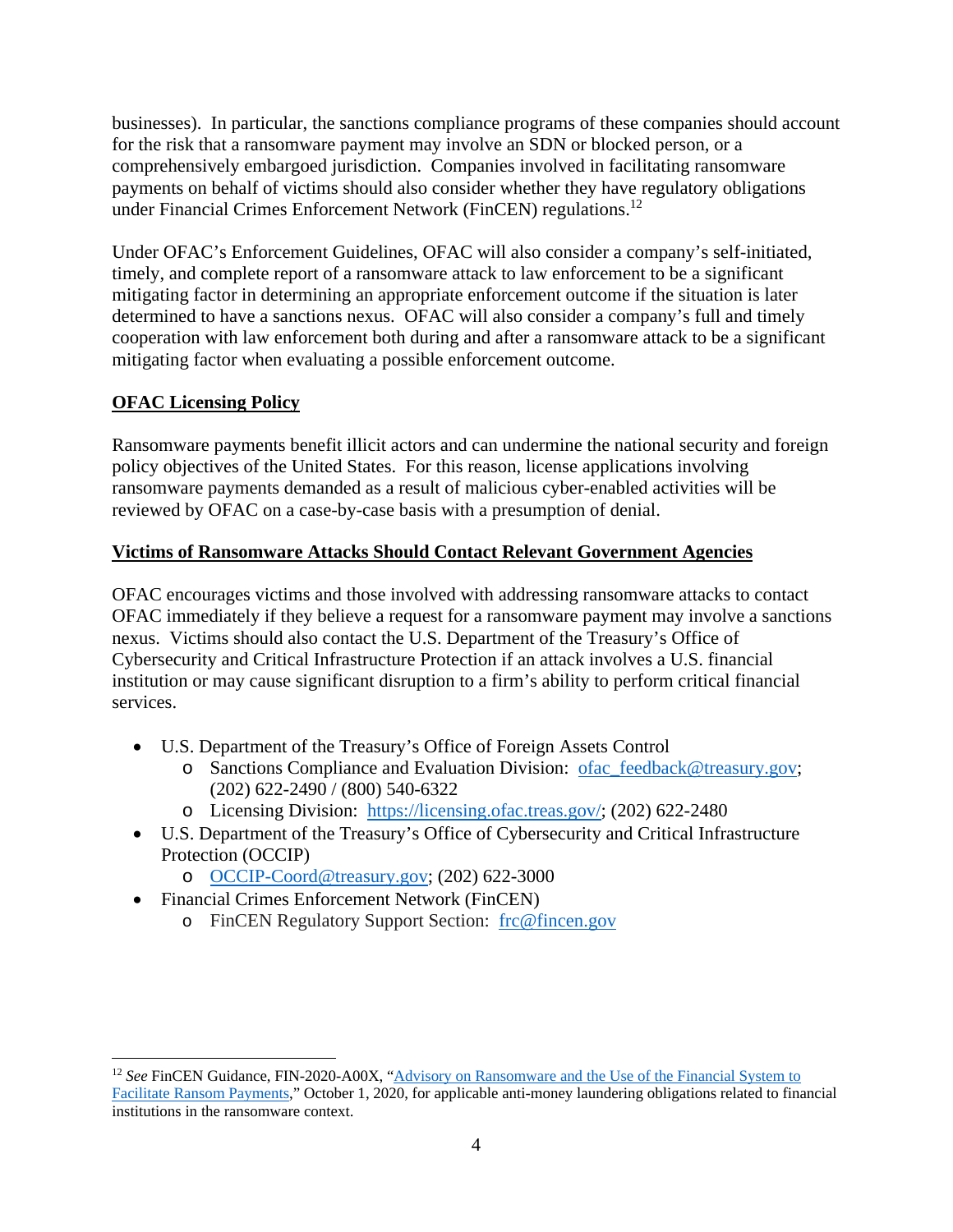businesses). In particular, the sanctions compliance programs of these companies should account for the risk that a ransomware payment may involve an SDN or blocked person, or a comprehensively embargoed jurisdiction. Companies involved in facilitating ransomware payments on behalf of victims should also consider whether they have regulatory obligations under Financial Crimes Enforcement Network (FinCEN) regulations.[12]

Under OFAC's Enforcement Guidelines, OFAC will also consider a company's self-initiated, timely, and complete report of a ransomware attack to law enforcement to be a significant mitigating factor in determining an appropriate enforcement outcome if the situation is later determined to have a sanctions nexus. OFAC will also consider a company's full and timely cooperation with law enforcement both during and after a ransomware attack to be a significant mitigating factor when evaluating a possible enforcement outcome.

## OFAC Licensing Policy

Ransomware payments benefit illicit actors and can undermine the national security and foreign policy objectives of the United States. For this reason, license applications involving ransomware payments demanded as a result of malicious cyber-enabled activities will be reviewed by OFAC on a case-by-case basis with a presumption of denial.

## Victims of Ransomware Attacks Should Contact Relevant Government Agencies

OFAC encourages victims and those involved with addressing ransomware attacks to contact OFAC immediately if they believe a request for a ransomware payment may involve a sanctions nexus. Victims should also contact the U.S. Department of the Treasury's Office of Cybersecurity and Critical Infrastructure Protection if an attack involves a U.S. financial institution or may cause significant disruption to a firm's ability to perform critical financial services.

- U.S. Department of the Treasury's Office of Foreign Assets Control
  - Sanctions Compliance and Evaluation Division: ofac_feedback@treasury.gov; (202) 622-2490 / (800) 540-6322
  - Licensing Division: https://licensing.ofac.treas.gov/; (202) 622-2480
- U.S. Department of the Treasury's Office of Cybersecurity and Critical Infrastructure Protection (OCCIP)
  - OCCIP-Coord@treasury.gov; (202) 622-3000
- Financial Crimes Enforcement Network (FinCEN)
  - FinCEN Regulatory Support Section: frc@fincen.gov

---

[12] *See* FinCEN Guidance, FIN-2020-A00X, "Advisory on Ransomware and the Use of the Financial System to Facilitate Ransom Payments," October 1, 2020, for applicable anti-money laundering obligations related to financial institutions in the ransomware context.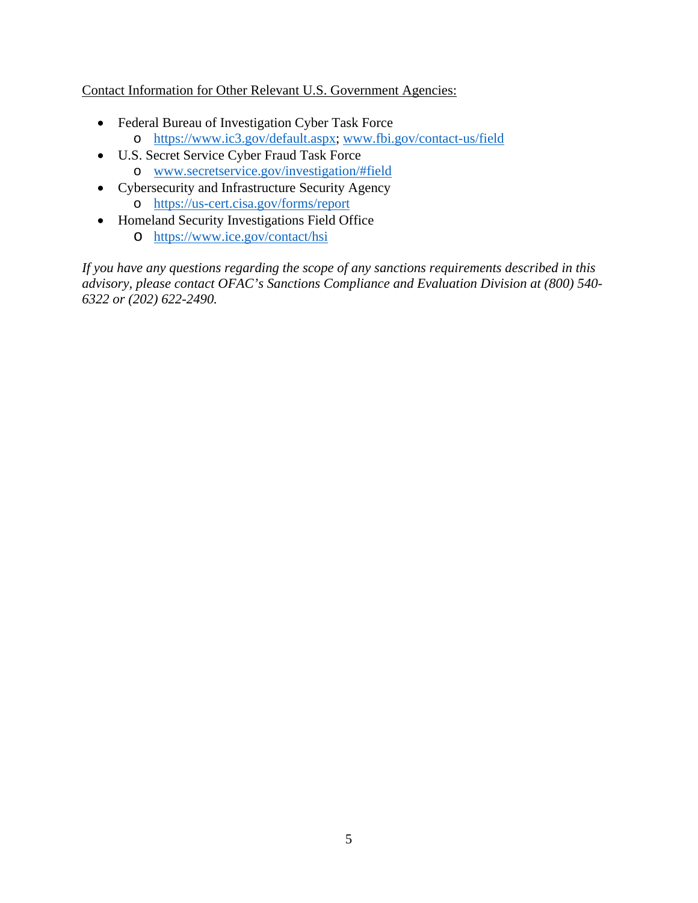Contact Information for Other Relevant U.S. Government Agencies:

- Federal Bureau of Investigation Cyber Task Force
  - https://www.ic3.gov/default.aspx; www.fbi.gov/contact-us/field
- U.S. Secret Service Cyber Fraud Task Force
  - www.secretservice.gov/investigation/#field
- Cybersecurity and Infrastructure Security Agency
  - https://us-cert.cisa.gov/forms/report
- Homeland Security Investigations Field Office
  - https://www.ice.gov/contact/hsi

*If you have any questions regarding the scope of any sanctions requirements described in this advisory, please contact OFAC's Sanctions Compliance and Evaluation Division at (800) 540-6322 or (202) 622-2490.*